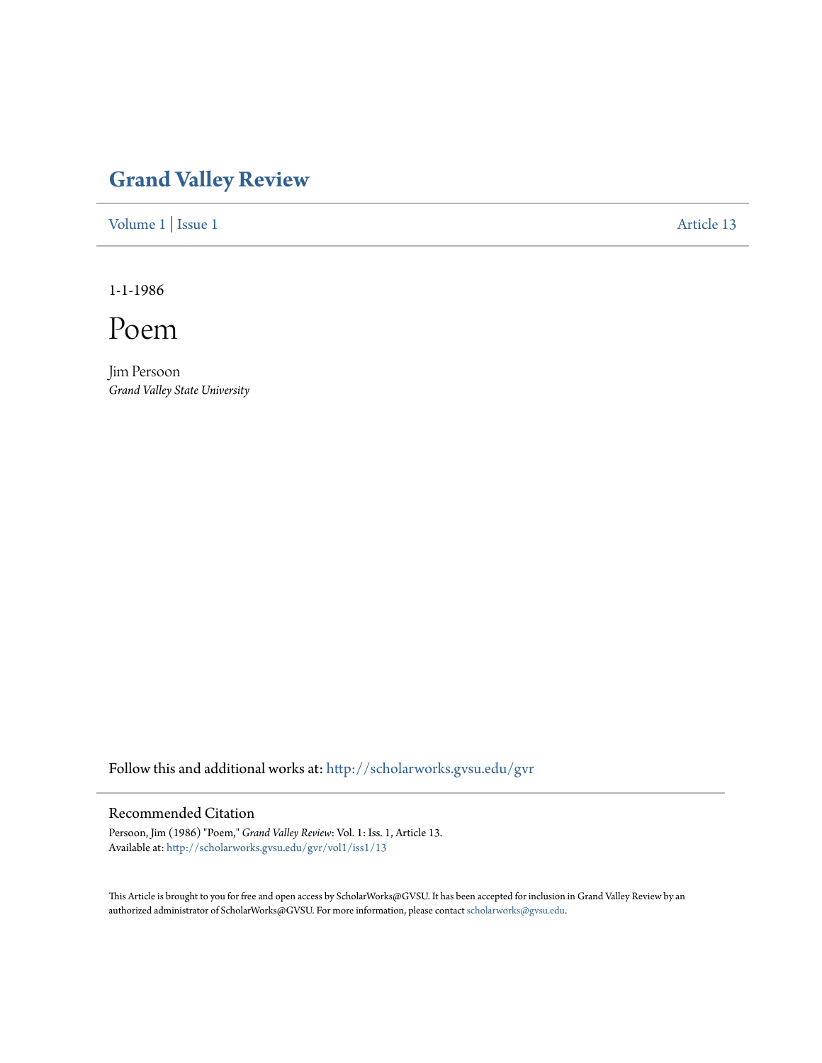# Grand Valley Review

Volume 1 | Issue 1 Article 13

1-1-1986

# Poem

Jim Persoon
*Grand Valley State University*

Follow this and additional works at: http://scholarworks.gvsu.edu/gvr

## Recommended Citation

Persoon, Jim (1986) "Poem," *Grand Valley Review*: Vol. 1: Iss. 1, Article 13.
Available at: http://scholarworks.gvsu.edu/gvr/vol1/iss1/13

This Article is brought to you for free and open access by ScholarWorks@GVSU. It has been accepted for inclusion in Grand Valley Review by an authorized administrator of ScholarWorks@GVSU. For more information, please contact scholarworks@gvsu.edu.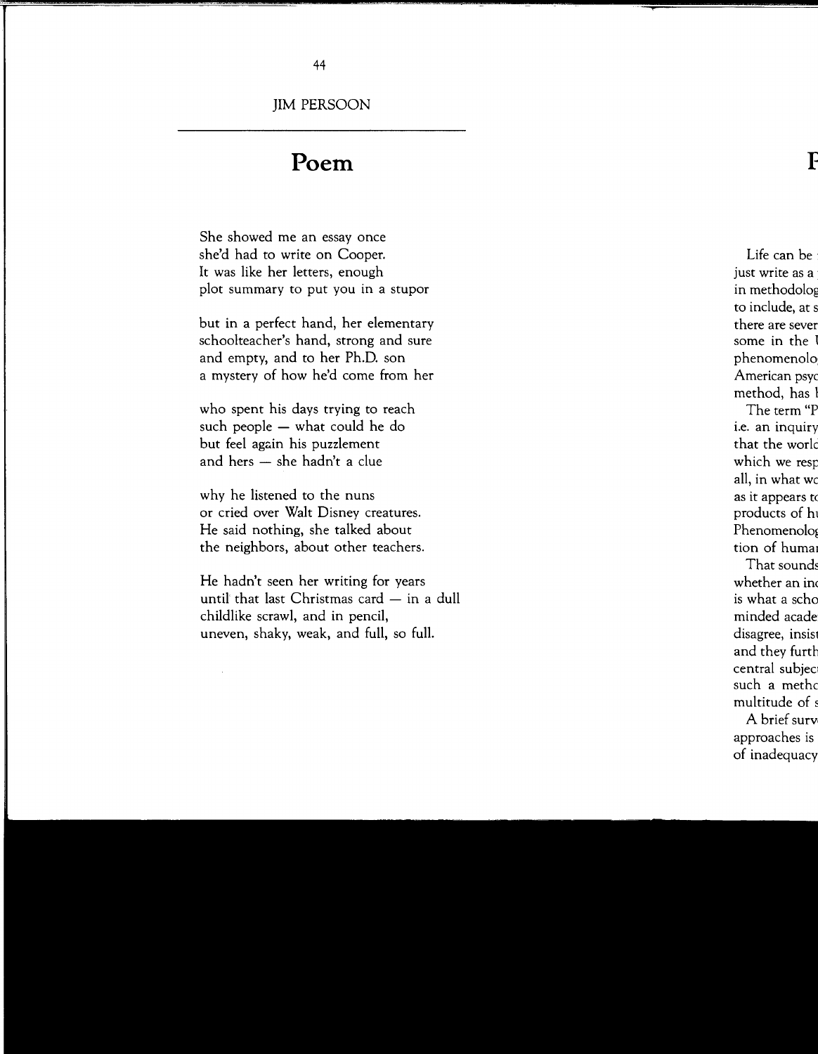JIM PERSOON

# Poem

She showed me an essay once
she'd had to write on Cooper.
It was like her letters, enough
plot summary to put you in a stupor

but in a perfect hand, her elementary
schoolteacher's hand, strong and sure
and empty, and to her Ph.D. son
a mystery of how he'd come from her

who spent his days trying to reach
such people — what could he do
but feel again his puzzlement
and hers — she hadn't a clue

why he listened to the nuns
or cried over Walt Disney creatures.
He said nothing, she talked about
the neighbors, about other teachers.

He hadn't seen her writing for years
until that last Christmas card — in a dull
childlike scrawl, and in pencil,
uneven, shaky, weak, and full, so full.